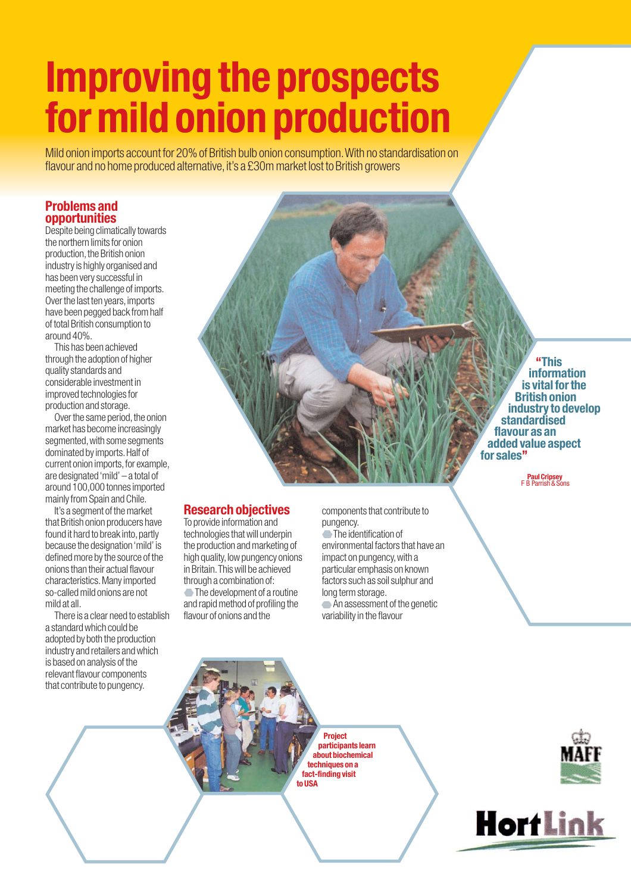# Improving the prospects for mild onion production

Mild onion imports account for 20% of British bulb onion consumption. With no standardisation on flavour and no home produced alternative, it's a £30m market lost to British growers

## Problems and opportunities

Despite being climatically towards the northern limits for onion production, the British onion industry is highly organised and has been very successful in meeting the challenge of imports. Over the last ten years, imports have been pegged back from half of total British consumption to around 40%.

This has been achieved through the adoption of higher quality standards and considerable investment in improved technologies for production and storage.

Over the same period, the onion market has become increasingly segmented, with some segments dominated by imports. Half of current onion imports, for example, are designated 'mild' – a total of around 100,000 tonnes imported mainly from Spain and Chile.

It's a segment of the market that British onion producers have found it hard to break into, partly because the designation 'mild' is defined more by the source of the onions than their actual flavour characteristics. Many imported so-called mild onions are not mild at all.

There is a clear need to establish a standard which could be adopted by both the production industry and retailers and which is based on analysis of the relevant flavour components that contribute to pungency.

**"This information is vital for the British onion industry to develop standardised flavour as an added value aspect for sales"**

Paul Cripsey
F B Parrish & Sons

## Research objectives

To provide information and technologies that will underpin the production and marketing of high quality, low pungency onions in Britain. This will be achieved through a combination of:

- The development of a routine and rapid method of profiling the flavour of onions and the components that contribute to pungency.
- The identification of environmental factors that have an impact on pungency, with a particular emphasis on known factors such as soil sulphur and long term storage.
- An assessment of the genetic variability in the flavour

Project participants learn about biochemical techniques on a fact-finding visit to USA

MAFF

HortLink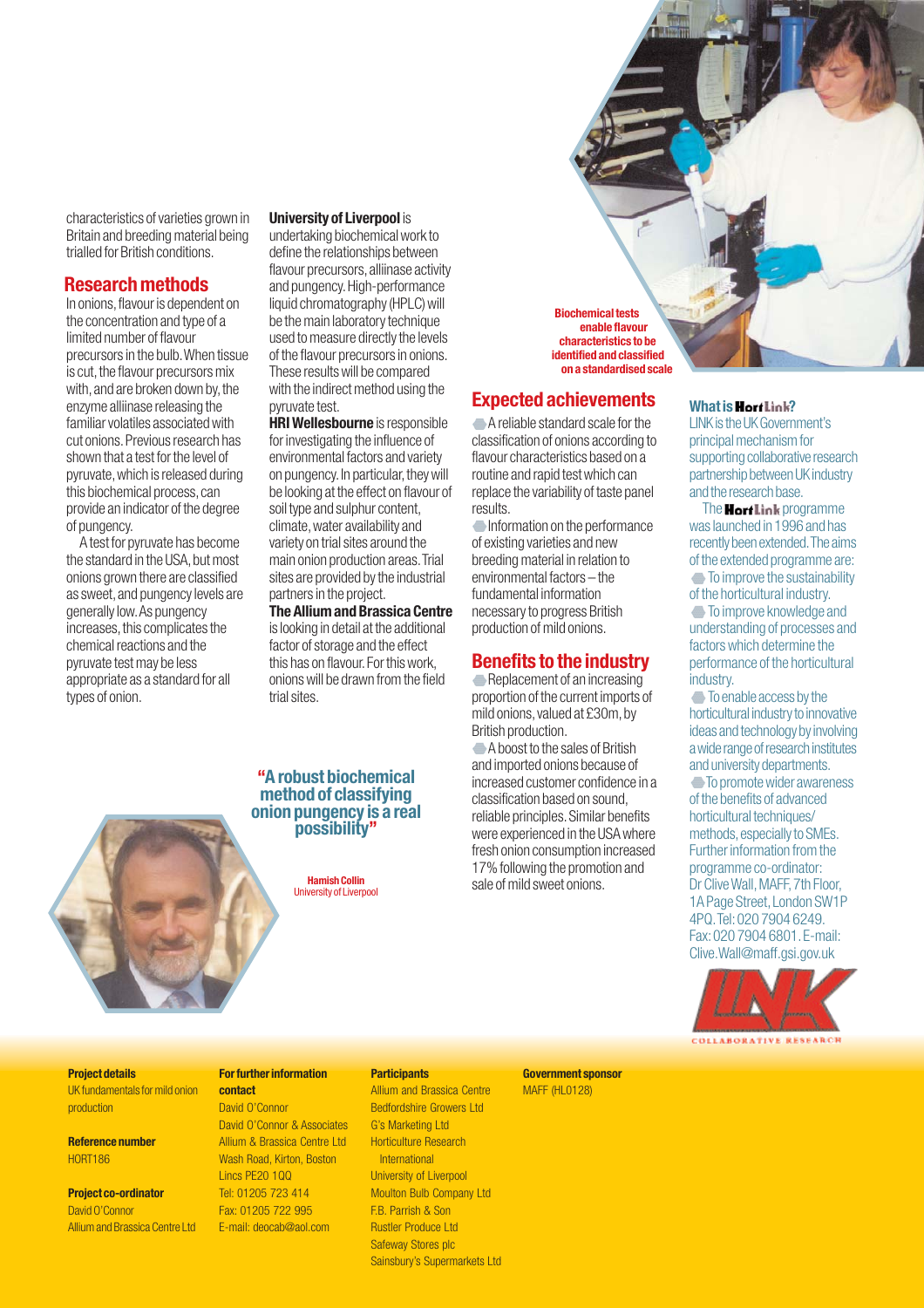characteristics of varieties grown in Britain and breeding material being trialled for British conditions.

## Research methods

In onions, flavour is dependent on the concentration and type of a limited number of flavour precursors in the bulb. When tissue is cut, the flavour precursors mix with, and are broken down by, the enzyme alliinase releasing the familiar volatiles associated with cut onions. Previous research has shown that a test for the level of pyruvate, which is released during this biochemical process, can provide an indicator of the degree of pungency.

A test for pyruvate has become the standard in the USA, but most onions grown there are classified as sweet, and pungency levels are generally low. As pungency increases, this complicates the chemical reactions and the pyruvate test may be less appropriate as a standard for all types of onion.

**University of Liverpool** is undertaking biochemical work to define the relationships between flavour precursors, alliinase activity and pungency. High-performance liquid chromatography (HPLC) will be the main laboratory technique used to measure directly the levels of the flavour precursors in onions. These results will be compared with the indirect method using the pyruvate test.

**HRI Wellesbourne** is responsible for investigating the influence of environmental factors and variety on pungency. In particular, they will be looking at the effect on flavour of soil type and sulphur content, climate, water availability and variety on trial sites around the main onion production areas. Trial sites are provided by the industrial partners in the project.

**The Allium and Brassica Centre** is looking in detail at the additional factor of storage and the effect this has on flavour. For this work, onions will be drawn from the field trial sites.

**"A robust biochemical method of classifying onion pungency is a real possibility"**

**Hamish Collin**
University of Liverpool

**Biochemical tests enable flavour characteristics to be identified and classified on a standardised scale**

## Expected achievements

- A reliable standard scale for the classification of onions according to flavour characteristics based on a routine and rapid test which can replace the variability of taste panel results.
- Information on the performance of existing varieties and new breeding material in relation to environmental factors – the fundamental information necessary to progress British production of mild onions.

## Benefits to the industry

- Replacement of an increasing proportion of the current imports of mild onions, valued at £30m, by British production.
- A boost to the sales of British and imported onions because of increased customer confidence in a classification based on sound, reliable principles. Similar benefits were experienced in the USA where fresh onion consumption increased 17% following the promotion and sale of mild sweet onions.

### What is HortLink?

LINK is the UK Government's principal mechanism for supporting collaborative research partnership between UK industry and the research base.

The HortLink programme was launched in 1996 and has recently been extended. The aims of the extended programme are:

- To improve the sustainability of the horticultural industry.
- To improve knowledge and understanding of processes and factors which determine the performance of the horticultural industry.
- To enable access by the horticultural industry to innovative ideas and technology by involving a wide range of research institutes and university departments.
- To promote wider awareness of the benefits of advanced horticultural techniques/ methods, especially to SMEs.

Further information from the programme co-ordinator: Dr Clive Wall, MAFF, 7th Floor, 1A Page Street, London SW1P 4PQ. Tel: 020 7904 6249. Fax: 020 7904 6801. E-mail: Clive.Wall@maff.gsi.gov.uk

LINK COLLABORATIVE RESEARCH

**Project details**
UK fundamentals for mild onion production

**Reference number**
HORT186

**Project co-ordinator**
David O'Connor
Allium and Brassica Centre Ltd

**For further information contact**
David O'Connor
David O'Connor & Associates
Allium & Brassica Centre Ltd
Wash Road, Kirton, Boston
Lincs PE20 1QQ
Tel: 01205 723 414
Fax: 01205 722 995
E-mail: deocab@aol.com

**Participants**
Allium and Brassica Centre
Bedfordshire Growers Ltd
G's Marketing Ltd
Horticulture Research International
University of Liverpool
Moulton Bulb Company Ltd
F.B. Parrish & Son
Rustler Produce Ltd
Safeway Stores plc
Sainsbury's Supermarkets Ltd

**Government sponsor**
MAFF (HL0128)